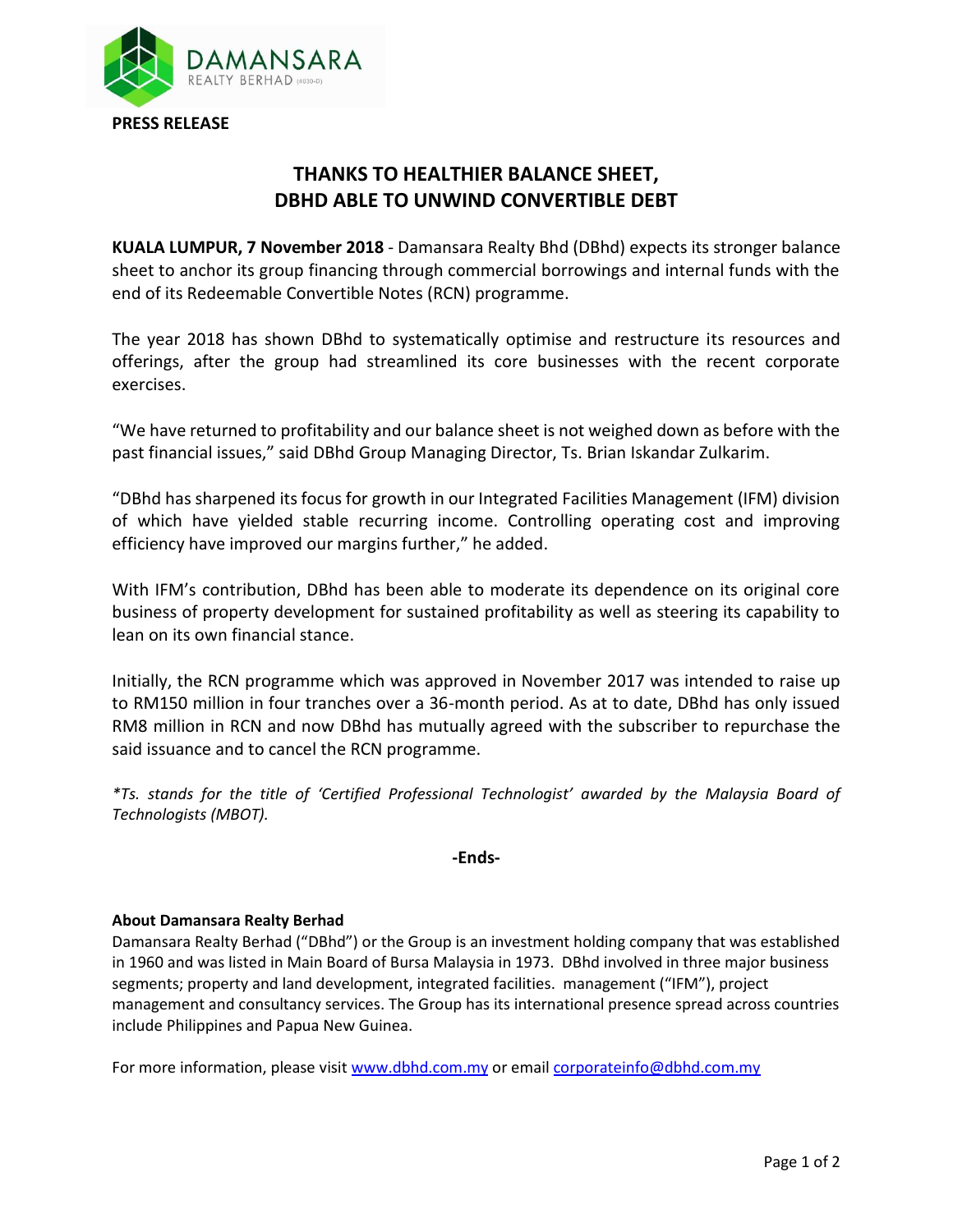**PRESS RELEASE**

# THANKS TO HEALTHIER BALANCE SHEET, DBHD ABLE TO UNWIND CONVERTIBLE DEBT

**KUALA LUMPUR, 7 November 2018** - Damansara Realty Bhd (DBhd) expects its stronger balance sheet to anchor its group financing through commercial borrowings and internal funds with the end of its Redeemable Convertible Notes (RCN) programme.

The year 2018 has shown DBhd to systematically optimise and restructure its resources and offerings, after the group had streamlined its core businesses with the recent corporate exercises.

"We have returned to profitability and our balance sheet is not weighed down as before with the past financial issues," said DBhd Group Managing Director, Ts. Brian Iskandar Zulkarim.

"DBhd has sharpened its focus for growth in our Integrated Facilities Management (IFM) division of which have yielded stable recurring income. Controlling operating cost and improving efficiency have improved our margins further," he added.

With IFM's contribution, DBhd has been able to moderate its dependence on its original core business of property development for sustained profitability as well as steering its capability to lean on its own financial stance.

Initially, the RCN programme which was approved in November 2017 was intended to raise up to RM150 million in four tranches over a 36-month period. As at to date, DBhd has only issued RM8 million in RCN and now DBhd has mutually agreed with the subscriber to repurchase the said issuance and to cancel the RCN programme.

*\*Ts. stands for the title of 'Certified Professional Technologist' awarded by the Malaysia Board of Technologists (MBOT).*

**-Ends-**

**About Damansara Realty Berhad**

Damansara Realty Berhad ("DBhd") or the Group is an investment holding company that was established in 1960 and was listed in Main Board of Bursa Malaysia in 1973. DBhd involved in three major business segments; property and land development, integrated facilities. management ("IFM"), project management and consultancy services. The Group has its international presence spread across countries include Philippines and Papua New Guinea.

For more information, please visit [www.dbhd.com.my](http://www.dbhd.com.my) or email [corporateinfo@dbhd.com.my](mailto:corporateinfo@dbhd.com.my)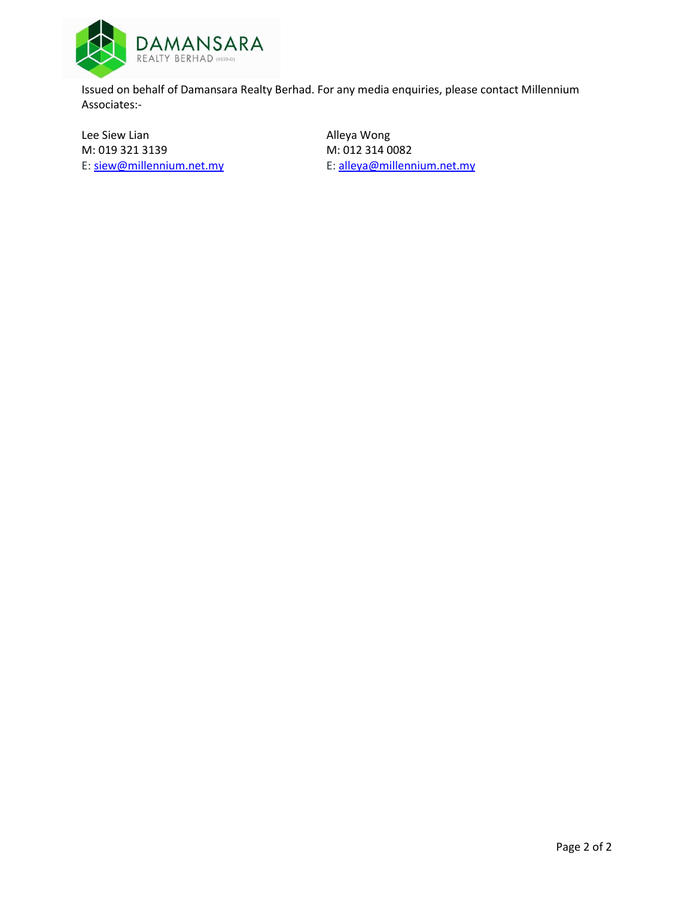Issued on behalf of Damansara Realty Berhad. For any media enquiries, please contact Millennium Associates:-

Lee Siew Lian
M: 019 321 3139
E: siew@millennium.net.my

Alleya Wong
M: 012 314 0082
E: alleya@millennium.net.my